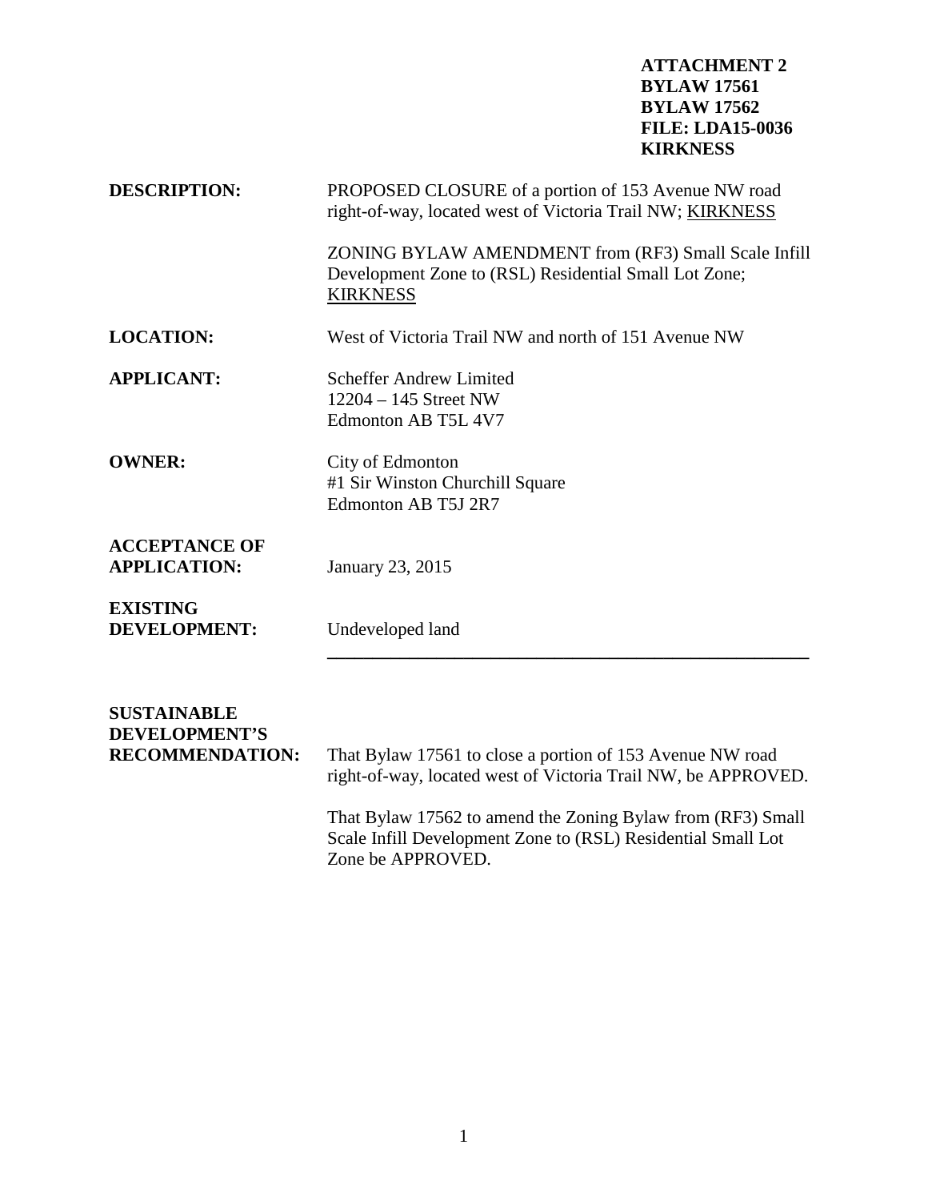**ATTACHMENT 2**
**BYLAW 17561**
**BYLAW 17562**
**FILE: LDA15-0036**
**KIRKNESS**

**DESCRIPTION:** PROPOSED CLOSURE of a portion of 153 Avenue NW road right-of-way, located west of Victoria Trail NW; KIRKNESS

ZONING BYLAW AMENDMENT from (RF3) Small Scale Infill Development Zone to (RSL) Residential Small Lot Zone; KIRKNESS

**LOCATION:** West of Victoria Trail NW and north of 151 Avenue NW

**APPLICANT:** Scheffer Andrew Limited
12204 – 145 Street NW
Edmonton AB T5L 4V7

**OWNER:** City of Edmonton
#1 Sir Winston Churchill Square
Edmonton AB T5J 2R7

**ACCEPTANCE OF APPLICATION:** January 23, 2015

**EXISTING DEVELOPMENT:** Undeveloped land

---

**SUSTAINABLE DEVELOPMENT'S RECOMMENDATION:** That Bylaw 17561 to close a portion of 153 Avenue NW road right-of-way, located west of Victoria Trail NW, be APPROVED.

That Bylaw 17562 to amend the Zoning Bylaw from (RF3) Small Scale Infill Development Zone to (RSL) Residential Small Lot Zone be APPROVED.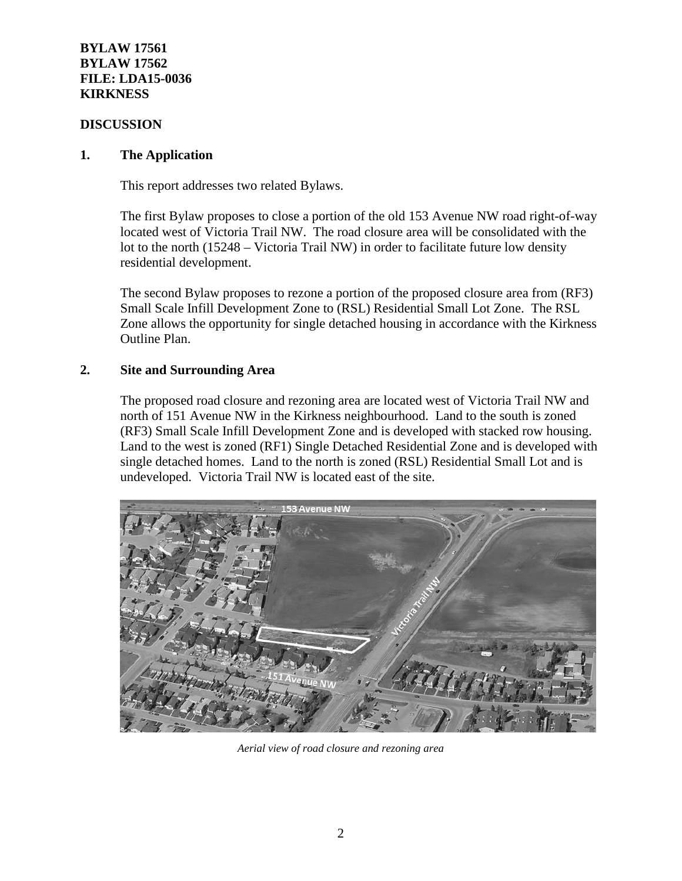**BYLAW 17561**
**BYLAW 17562**
**FILE: LDA15-0036**
**KIRKNESS**

**DISCUSSION**

## 1. The Application

This report addresses two related Bylaws.

The first Bylaw proposes to close a portion of the old 153 Avenue NW road right-of-way located west of Victoria Trail NW. The road closure area will be consolidated with the lot to the north (15248 – Victoria Trail NW) in order to facilitate future low density residential development.

The second Bylaw proposes to rezone a portion of the proposed closure area from (RF3) Small Scale Infill Development Zone to (RSL) Residential Small Lot Zone. The RSL Zone allows the opportunity for single detached housing in accordance with the Kirkness Outline Plan.

## 2. Site and Surrounding Area

The proposed road closure and rezoning area are located west of Victoria Trail NW and north of 151 Avenue NW in the Kirkness neighbourhood. Land to the south is zoned (RF3) Small Scale Infill Development Zone and is developed with stacked row housing. Land to the west is zoned (RF1) Single Detached Residential Zone and is developed with single detached homes. Land to the north is zoned (RSL) Residential Small Lot and is undeveloped. Victoria Trail NW is located east of the site.

*Aerial view of road closure and rezoning area*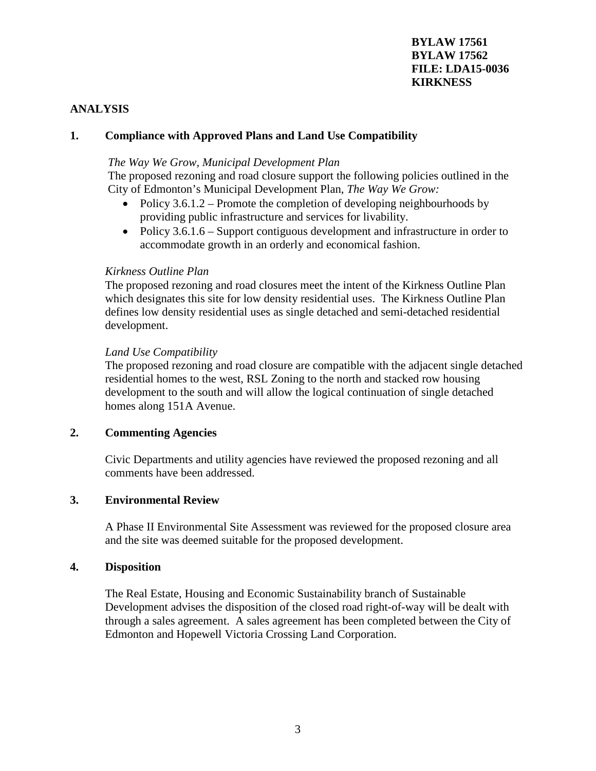**BYLAW 17561**
**BYLAW 17562**
**FILE: LDA15-0036**
**KIRKNESS**

## ANALYSIS

### 1. Compliance with Approved Plans and Land Use Compatibility

*The Way We Grow, Municipal Development Plan*

The proposed rezoning and road closure support the following policies outlined in the City of Edmonton's Municipal Development Plan, *The Way We Grow:*

- Policy 3.6.1.2 – Promote the completion of developing neighbourhoods by providing public infrastructure and services for livability.
- Policy 3.6.1.6 – Support contiguous development and infrastructure in order to accommodate growth in an orderly and economical fashion.

*Kirkness Outline Plan*

The proposed rezoning and road closures meet the intent of the Kirkness Outline Plan which designates this site for low density residential uses. The Kirkness Outline Plan defines low density residential uses as single detached and semi-detached residential development.

*Land Use Compatibility*

The proposed rezoning and road closure are compatible with the adjacent single detached residential homes to the west, RSL Zoning to the north and stacked row housing development to the south and will allow the logical continuation of single detached homes along 151A Avenue.

### 2. Commenting Agencies

Civic Departments and utility agencies have reviewed the proposed rezoning and all comments have been addressed.

### 3. Environmental Review

A Phase II Environmental Site Assessment was reviewed for the proposed closure area and the site was deemed suitable for the proposed development.

### 4. Disposition

The Real Estate, Housing and Economic Sustainability branch of Sustainable Development advises the disposition of the closed road right-of-way will be dealt with through a sales agreement. A sales agreement has been completed between the City of Edmonton and Hopewell Victoria Crossing Land Corporation.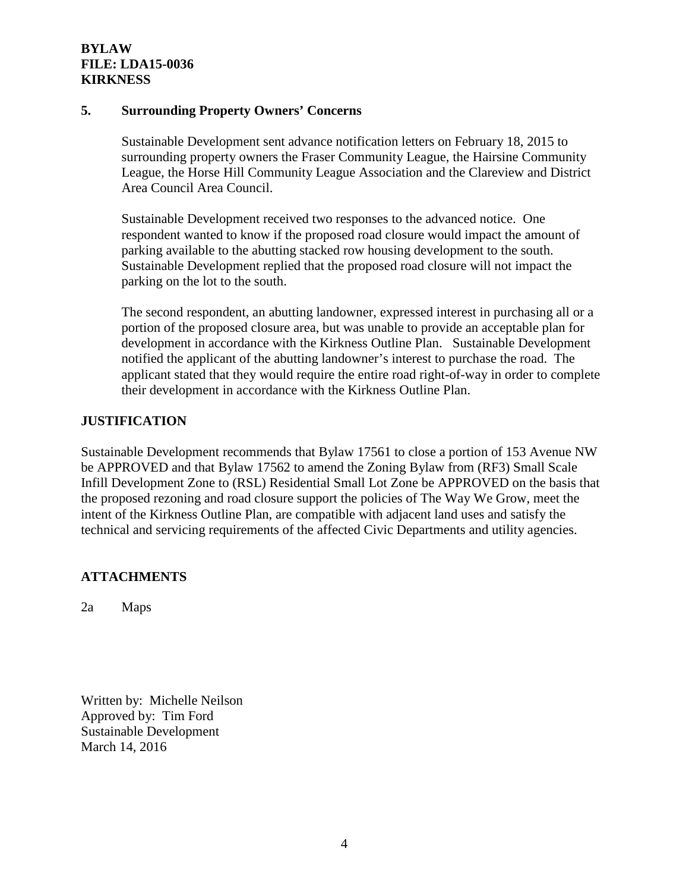**BYLAW**
**FILE: LDA15-0036**
**KIRKNESS**

## 5. Surrounding Property Owners' Concerns

Sustainable Development sent advance notification letters on February 18, 2015 to surrounding property owners the Fraser Community League, the Hairsine Community League, the Horse Hill Community League Association and the Clareview and District Area Council Area Council.

Sustainable Development received two responses to the advanced notice. One respondent wanted to know if the proposed road closure would impact the amount of parking available to the abutting stacked row housing development to the south. Sustainable Development replied that the proposed road closure will not impact the parking on the lot to the south.

The second respondent, an abutting landowner, expressed interest in purchasing all or a portion of the proposed closure area, but was unable to provide an acceptable plan for development in accordance with the Kirkness Outline Plan. Sustainable Development notified the applicant of the abutting landowner's interest to purchase the road. The applicant stated that they would require the entire road right-of-way in order to complete their development in accordance with the Kirkness Outline Plan.

## JUSTIFICATION

Sustainable Development recommends that Bylaw 17561 to close a portion of 153 Avenue NW be APPROVED and that Bylaw 17562 to amend the Zoning Bylaw from (RF3) Small Scale Infill Development Zone to (RSL) Residential Small Lot Zone be APPROVED on the basis that the proposed rezoning and road closure support the policies of The Way We Grow, meet the intent of the Kirkness Outline Plan, are compatible with adjacent land uses and satisfy the technical and servicing requirements of the affected Civic Departments and utility agencies.

## ATTACHMENTS

2a Maps

Written by: Michelle Neilson
Approved by: Tim Ford
Sustainable Development
March 14, 2016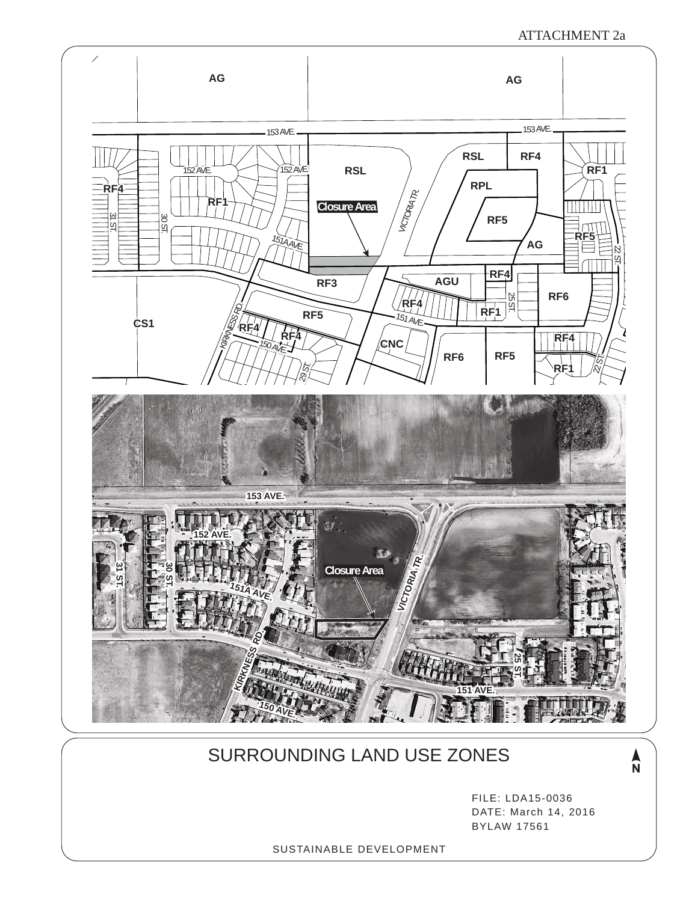ATTACHMENT 2a

AG

AG

153 AVE.

153 AVE.

RSL

RF4

152 AVE.

152 AVE.

RSL

RF1

RF4

RPL

RF1

VICTORIA TR.

Closure Area

31 ST.

30 ST.

RF5

RF5

151A AVE.

AG

22 ST.

RF4

RF3

AGU

RF6

25 ST.

RF4

RF1

KIRKNESS RD.

RF5

151 AVE.

CS1

RF4

RF4

CNC

RF4

150 AVE.

RF6

RF5

29 ST.

RF1

22 ST.

153 AVE.

152 AVE.

Closure Area

31 ST.

30 ST.

VICTORIA TR.

151A AVE.

KIRKNESS RD.

25 ST.

151 AVE.

150 AVE.

# SURROUNDING LAND USE ZONES

N

FILE: LDA15-0036
DATE: March 14, 2016
BYLAW 17561

SUSTAINABLE DEVELOPMENT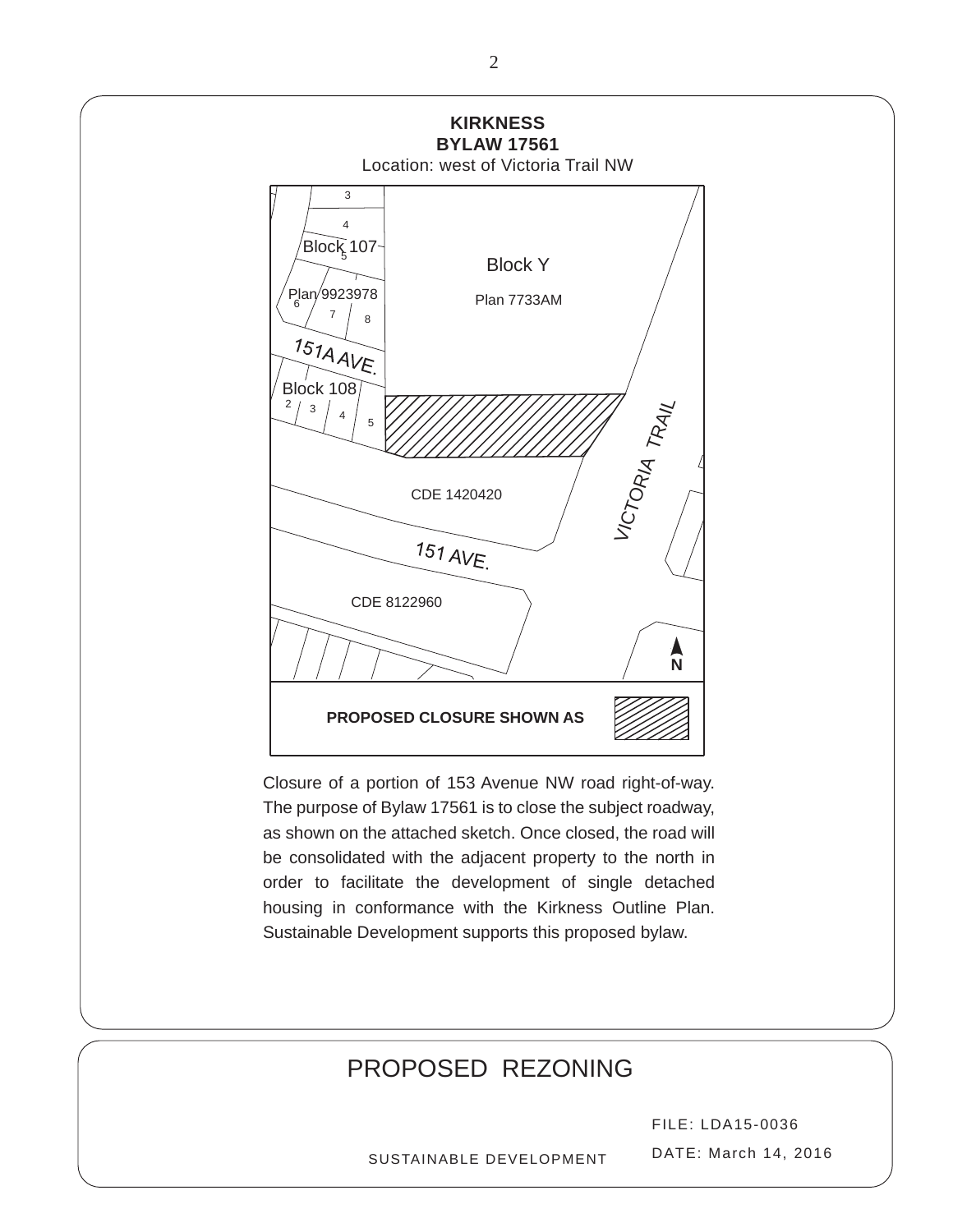**KIRKNESS**
**BYLAW 17561**
Location: west of Victoria Trail NW

Block 107
Plan 9923978
Block Y
Plan 7733AM
151A AVE.
Block 108
VICTORIA TRAIL
CDE 1420420
151 AVE.
CDE 8122960
N

**PROPOSED CLOSURE SHOWN AS**

Closure of a portion of 153 Avenue NW road right-of-way. The purpose of Bylaw 17561 is to close the subject roadway, as shown on the attached sketch. Once closed, the road will be consolidated with the adjacent property to the north in order to facilitate the development of single detached housing in conformance with the Kirkness Outline Plan. Sustainable Development supports this proposed bylaw.

# PROPOSED REZONING

FILE: LDA15-0036

DATE: March 14, 2016

SUSTAINABLE DEVELOPMENT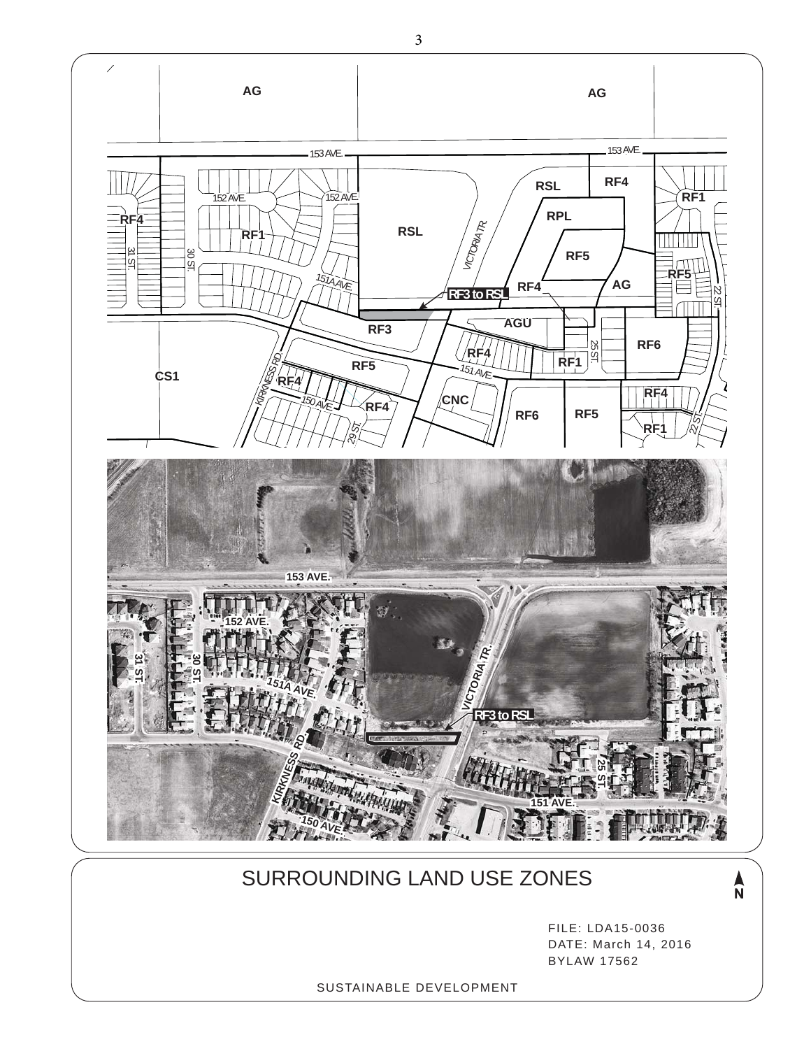# SURROUNDING LAND USE ZONES

FILE: LDA15-0036
DATE: March 14, 2016
BYLAW 17562

SUSTAINABLE DEVELOPMENT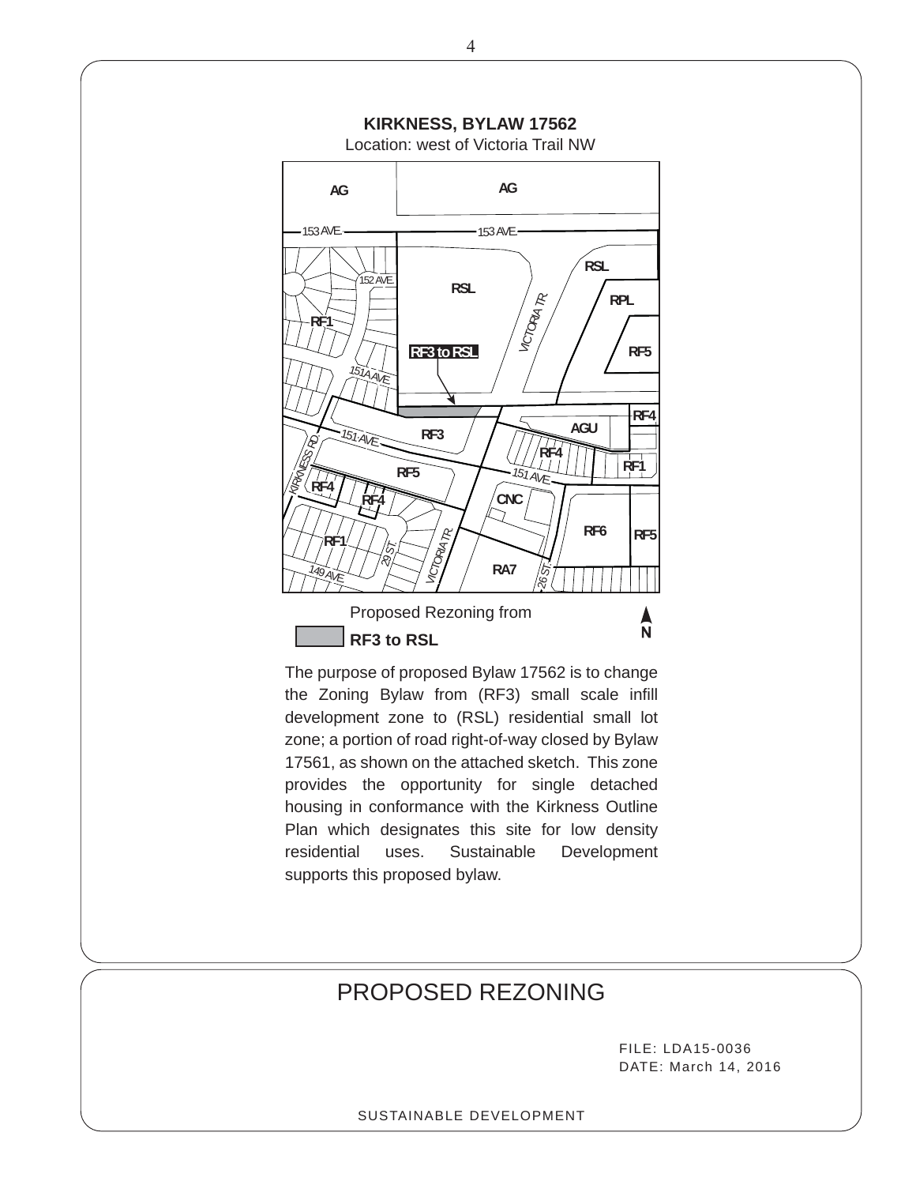**KIRKNESS, BYLAW 17562**

Location: west of Victoria Trail NW

Proposed Rezoning from

**RF3 to RSL**

The purpose of proposed Bylaw 17562 is to change the Zoning Bylaw from (RF3) small scale infill development zone to (RSL) residential small lot zone; a portion of road right-of-way closed by Bylaw 17561, as shown on the attached sketch. This zone provides the opportunity for single detached housing in conformance with the Kirkness Outline Plan which designates this site for low density residential uses. Sustainable Development supports this proposed bylaw.

# PROPOSED REZONING

FILE: LDA15-0036
DATE: March 14, 2016

SUSTAINABLE DEVELOPMENT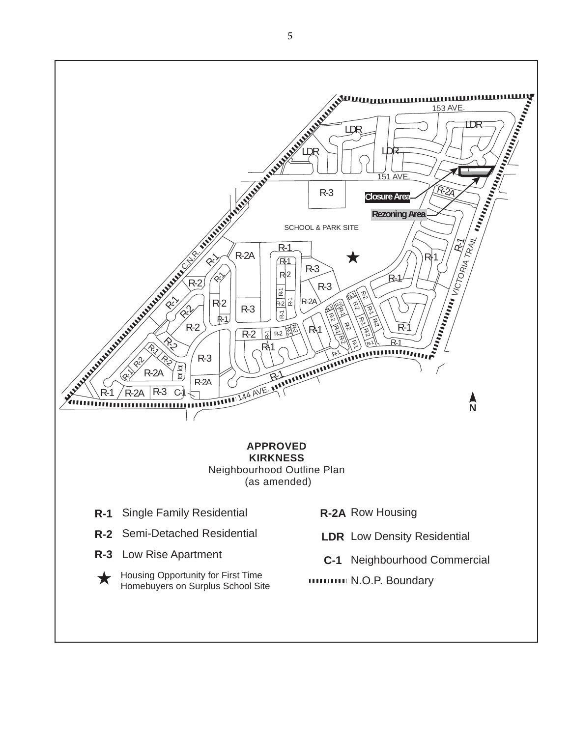153 AVE.

LDR

LDR

LDR

LDR

151 AVE.

R-3

Closure Area

R-2A

Rezoning Area

SCHOOL & PARK SITE

C.N.R.

VICTORIA TRAIL

144 AVE.

N

**APPROVED**
**KIRKNESS**
Neighbourhood Outline Plan
(as amended)

**R-1** Single Family Residential

**R-2** Semi-Detached Residential

**R-3** Low Rise Apartment

★ Housing Opportunity for First Time Homebuyers on Surplus School Site

**R-2A** Row Housing

**LDR** Low Density Residential

**C-1** Neighbourhood Commercial

N.O.P. Boundary